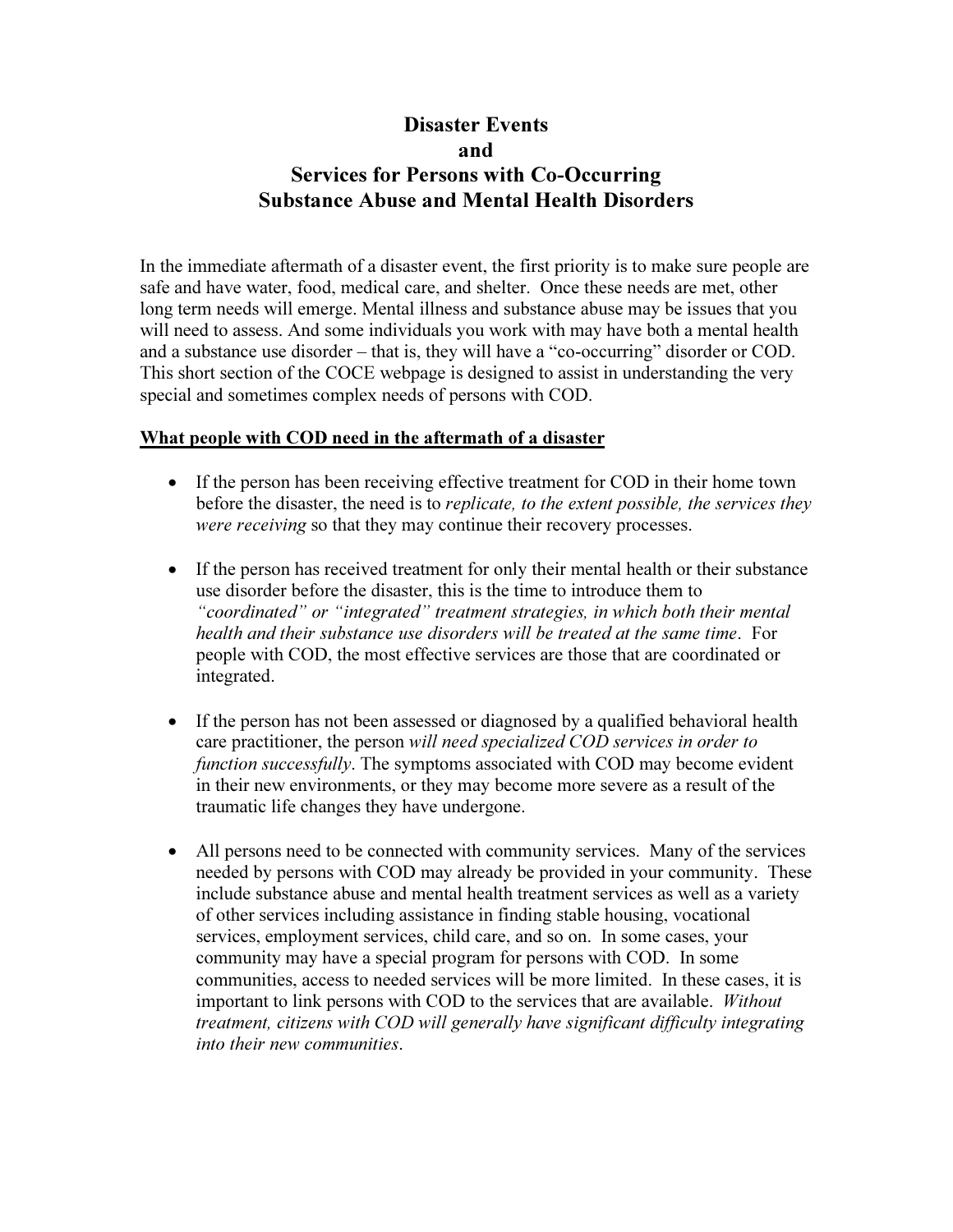# Disaster Events and Services for Persons with Co-Occurring Substance Abuse and Mental Health Disorders

In the immediate aftermath of a disaster event, the first priority is to make sure people are safe and have water, food, medical care, and shelter. Once these needs are met, other long term needs will emerge. Mental illness and substance abuse may be issues that you will need to assess. And some individuals you work with may have both a mental health and a substance use disorder – that is, they will have a "co-occurring" disorder or COD. This short section of the COCE webpage is designed to assist in understanding the very special and sometimes complex needs of persons with COD.

## <u>What people with COD need in the aftermath of a disaster</u>

- If the person has been receiving effective treatment for COD in their home town before the disaster, the need is to *replicate, to the extent possible, the services they were receiving* so that they may continue their recovery processes.

- If the person has received treatment for only their mental health or their substance use disorder before the disaster, this is the time to introduce them to *"coordinated" or "integrated" treatment strategies, in which both their mental health and their substance use disorders will be treated at the same time*. For people with COD, the most effective services are those that are coordinated or integrated.

- If the person has not been assessed or diagnosed by a qualified behavioral health care practitioner, the person *will need specialized COD services in order to function successfully*. The symptoms associated with COD may become evident in their new environments, or they may become more severe as a result of the traumatic life changes they have undergone.

- All persons need to be connected with community services. Many of the services needed by persons with COD may already be provided in your community. These include substance abuse and mental health treatment services as well as a variety of other services including assistance in finding stable housing, vocational services, employment services, child care, and so on. In some cases, your community may have a special program for persons with COD. In some communities, access to needed services will be more limited. In these cases, it is important to link persons with COD to the services that are available. *Without treatment, citizens with COD will generally have significant difficulty integrating into their new communities*.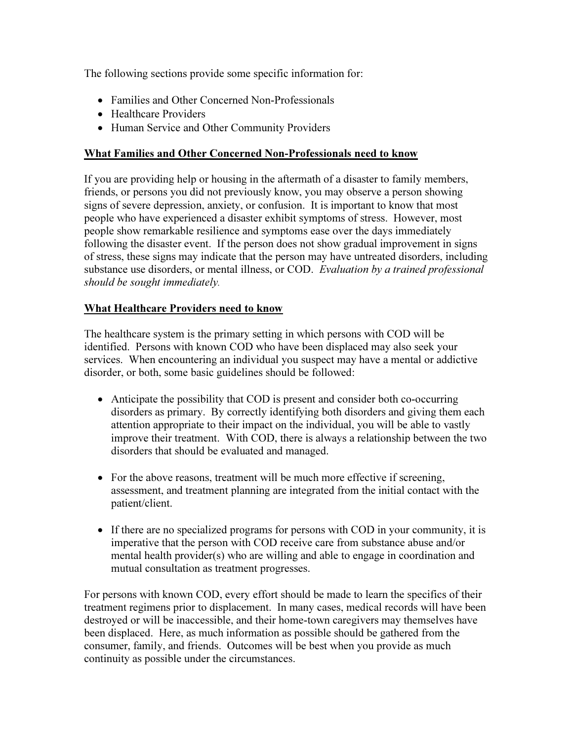The following sections provide some specific information for:

- Families and Other Concerned Non-Professionals
- Healthcare Providers
- Human Service and Other Community Providers

**<u>What Families and Other Concerned Non-Professionals need to know</u>**

If you are providing help or housing in the aftermath of a disaster to family members, friends, or persons you did not previously know, you may observe a person showing signs of severe depression, anxiety, or confusion. It is important to know that most people who have experienced a disaster exhibit symptoms of stress. However, most people show remarkable resilience and symptoms ease over the days immediately following the disaster event. If the person does not show gradual improvement in signs of stress, these signs may indicate that the person may have untreated disorders, including substance use disorders, or mental illness, or COD. *Evaluation by a trained professional should be sought immediately.*

**<u>What Healthcare Providers need to know</u>**

The healthcare system is the primary setting in which persons with COD will be identified. Persons with known COD who have been displaced may also seek your services. When encountering an individual you suspect may have a mental or addictive disorder, or both, some basic guidelines should be followed:

- Anticipate the possibility that COD is present and consider both co-occurring disorders as primary. By correctly identifying both disorders and giving them each attention appropriate to their impact on the individual, you will be able to vastly improve their treatment. With COD, there is always a relationship between the two disorders that should be evaluated and managed.

- For the above reasons, treatment will be much more effective if screening, assessment, and treatment planning are integrated from the initial contact with the patient/client.

- If there are no specialized programs for persons with COD in your community, it is imperative that the person with COD receive care from substance abuse and/or mental health provider(s) who are willing and able to engage in coordination and mutual consultation as treatment progresses.

For persons with known COD, every effort should be made to learn the specifics of their treatment regimens prior to displacement. In many cases, medical records will have been destroyed or will be inaccessible, and their home-town caregivers may themselves have been displaced. Here, as much information as possible should be gathered from the consumer, family, and friends. Outcomes will be best when you provide as much continuity as possible under the circumstances.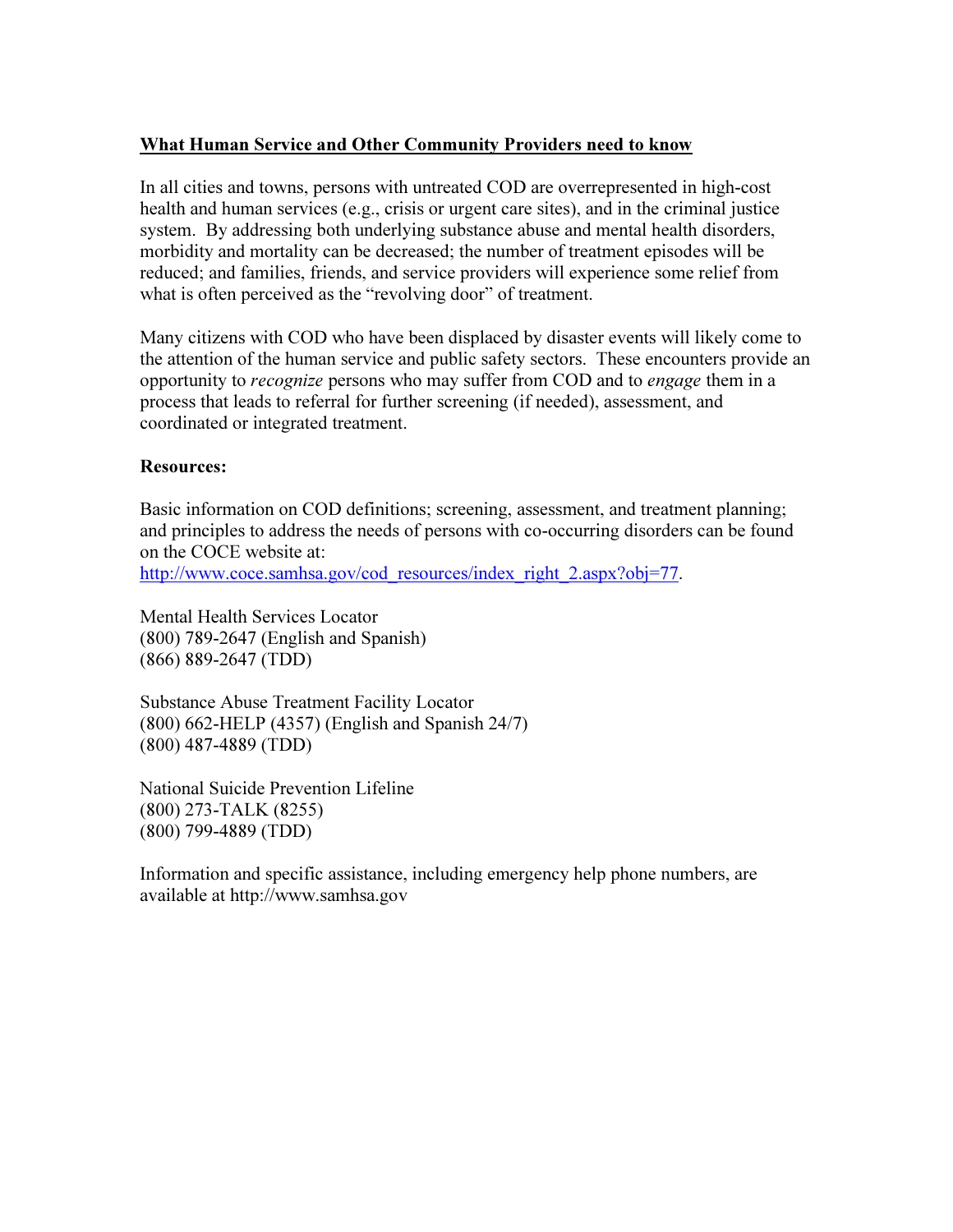## What Human Service and Other Community Providers need to know

In all cities and towns, persons with untreated COD are overrepresented in high-cost health and human services (e.g., crisis or urgent care sites), and in the criminal justice system. By addressing both underlying substance abuse and mental health disorders, morbidity and mortality can be decreased; the number of treatment episodes will be reduced; and families, friends, and service providers will experience some relief from what is often perceived as the "revolving door" of treatment.

Many citizens with COD who have been displaced by disaster events will likely come to the attention of the human service and public safety sectors. These encounters provide an opportunity to *recognize* persons who may suffer from COD and to *engage* them in a process that leads to referral for further screening (if needed), assessment, and coordinated or integrated treatment.

**Resources:**

Basic information on COD definitions; screening, assessment, and treatment planning; and principles to address the needs of persons with co-occurring disorders can be found on the COCE website at:
[http://www.coce.samhsa.gov/cod_resources/index_right_2.aspx?obj=77](http://www.coce.samhsa.gov/cod_resources/index_right_2.aspx?obj=77).

Mental Health Services Locator
(800) 789-2647 (English and Spanish)
(866) 889-2647 (TDD)

Substance Abuse Treatment Facility Locator
(800) 662-HELP (4357) (English and Spanish 24/7)
(800) 487-4889 (TDD)

National Suicide Prevention Lifeline
(800) 273-TALK (8255)
(800) 799-4889 (TDD)

Information and specific assistance, including emergency help phone numbers, are available at http://www.samhsa.gov